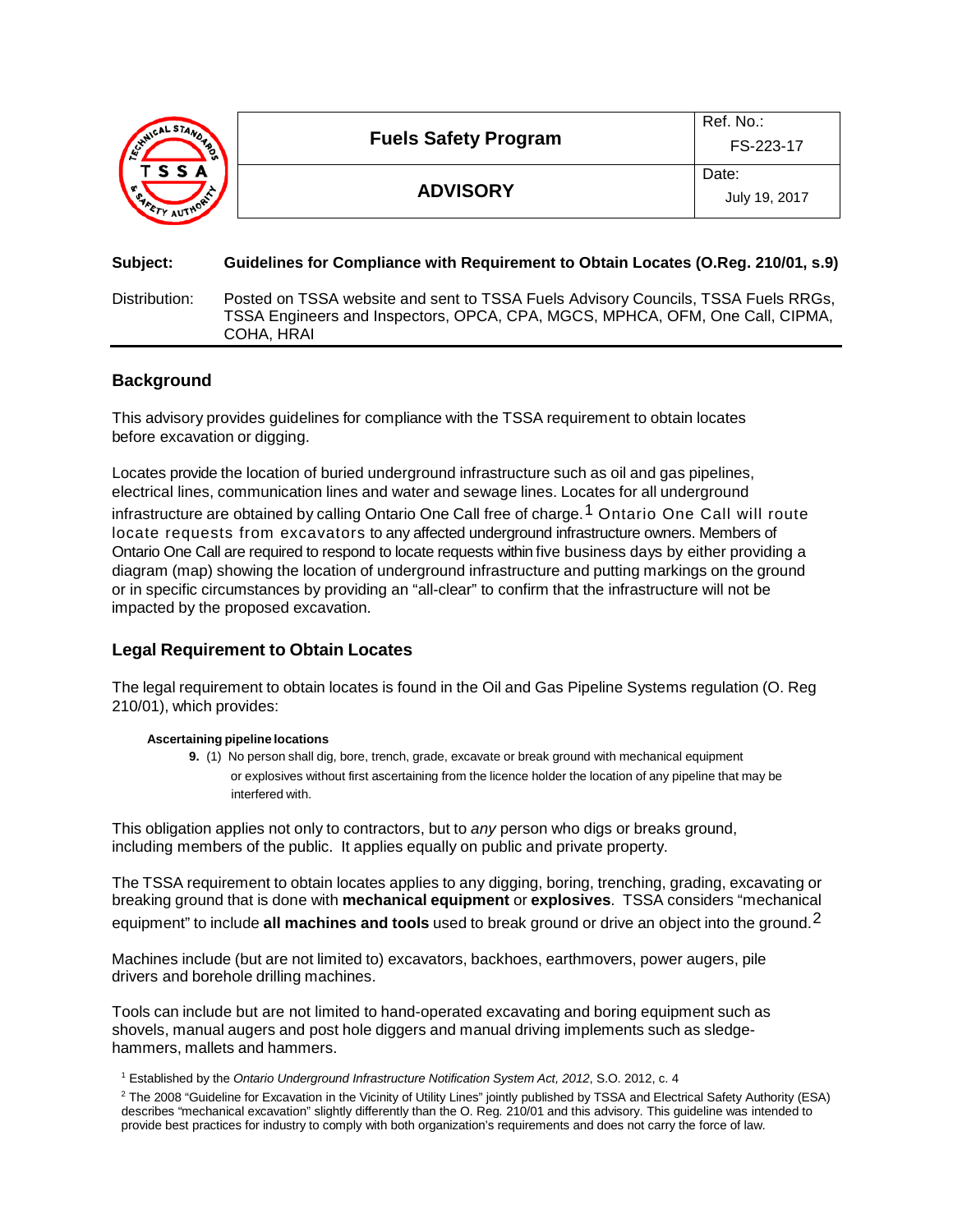| | Fuels Safety Program | Ref. No.: FS-223-17 |
|---|---|---|
| TSSA | **ADVISORY** | Date: July 19, 2017 |

**Subject:** **Guidelines for Compliance with Requirement to Obtain Locates (O.Reg. 210/01, s.9)**

Distribution: Posted on TSSA website and sent to TSSA Fuels Advisory Councils, TSSA Fuels RRGs, TSSA Engineers and Inspectors, OPCA, CPA, MGCS, MPHCA, OFM, One Call, CIPMA, COHA, HRAI

## Background

This advisory provides guidelines for compliance with the TSSA requirement to obtain locates before excavation or digging.

Locates provide the location of buried underground infrastructure such as oil and gas pipelines, electrical lines, communication lines and water and sewage lines. Locates for all underground infrastructure are obtained by calling Ontario One Call free of charge.[1] Ontario One Call will route locate requests from excavators to any affected underground infrastructure owners. Members of Ontario One Call are required to respond to locate requests within five business days by either providing a diagram (map) showing the location of underground infrastructure and putting markings on the ground or in specific circumstances by providing an "all-clear" to confirm that the infrastructure will not be impacted by the proposed excavation.

## Legal Requirement to Obtain Locates

The legal requirement to obtain locates is found in the Oil and Gas Pipeline Systems regulation (O. Reg 210/01), which provides:

> **Ascertaining pipeline locations**
>
> **9.** (1) No person shall dig, bore, trench, grade, excavate or break ground with mechanical equipment or explosives without first ascertaining from the licence holder the location of any pipeline that may be interfered with.

This obligation applies not only to contractors, but to *any* person who digs or breaks ground, including members of the public. It applies equally on public and private property.

The TSSA requirement to obtain locates applies to any digging, boring, trenching, grading, excavating or breaking ground that is done with **mechanical equipment** or **explosives**. TSSA considers "mechanical equipment" to include **all machines and tools** used to break ground or drive an object into the ground.[2]

Machines include (but are not limited to) excavators, backhoes, earthmovers, power augers, pile drivers and borehole drilling machines.

Tools can include but are not limited to hand-operated excavating and boring equipment such as shovels, manual augers and post hole diggers and manual driving implements such as sledge-hammers, mallets and hammers.

[1] Established by the *Ontario Underground Infrastructure Notification System Act, 2012*, S.O. 2012, c. 4

[2] The 2008 "Guideline for Excavation in the Vicinity of Utility Lines" jointly published by TSSA and Electrical Safety Authority (ESA) describes "mechanical excavation" slightly differently than the O. Reg. 210/01 and this advisory. This guideline was intended to provide best practices for industry to comply with both organization's requirements and does not carry the force of law.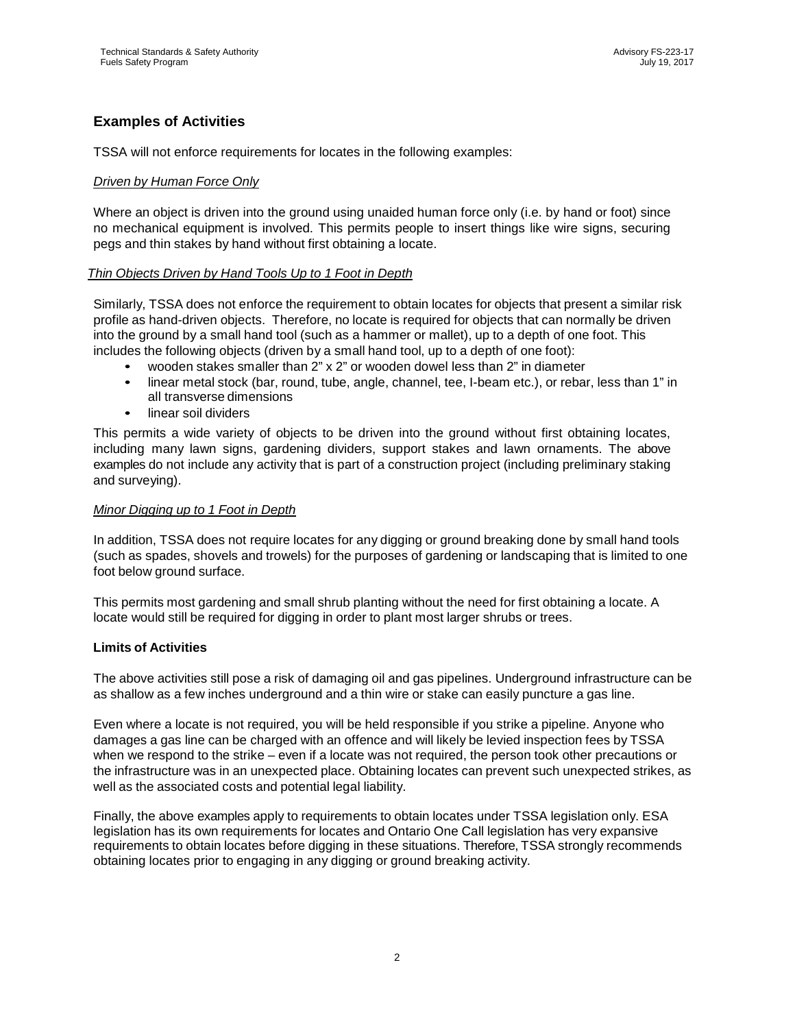## Examples of Activities

TSSA will not enforce requirements for locates in the following examples:

*Driven by Human Force Only*

Where an object is driven into the ground using unaided human force only (i.e. by hand or foot) since no mechanical equipment is involved. This permits people to insert things like wire signs, securing pegs and thin stakes by hand without first obtaining a locate.

*Thin Objects Driven by Hand Tools Up to 1 Foot in Depth*

Similarly, TSSA does not enforce the requirement to obtain locates for objects that present a similar risk profile as hand-driven objects. Therefore, no locate is required for objects that can normally be driven into the ground by a small hand tool (such as a hammer or mallet), up to a depth of one foot. This includes the following objects (driven by a small hand tool, up to a depth of one foot):

- wooden stakes smaller than 2" x 2" or wooden dowel less than 2" in diameter
- linear metal stock (bar, round, tube, angle, channel, tee, I-beam etc.), or rebar, less than 1" in all transverse dimensions
- linear soil dividers

This permits a wide variety of objects to be driven into the ground without first obtaining locates, including many lawn signs, gardening dividers, support stakes and lawn ornaments. The above examples do not include any activity that is part of a construction project (including preliminary staking and surveying).

*Minor Digging up to 1 Foot in Depth*

In addition, TSSA does not require locates for any digging or ground breaking done by small hand tools (such as spades, shovels and trowels) for the purposes of gardening or landscaping that is limited to one foot below ground surface.

This permits most gardening and small shrub planting without the need for first obtaining a locate. A locate would still be required for digging in order to plant most larger shrubs or trees.

**Limits of Activities**

The above activities still pose a risk of damaging oil and gas pipelines. Underground infrastructure can be as shallow as a few inches underground and a thin wire or stake can easily puncture a gas line.

Even where a locate is not required, you will be held responsible if you strike a pipeline. Anyone who damages a gas line can be charged with an offence and will likely be levied inspection fees by TSSA when we respond to the strike – even if a locate was not required, the person took other precautions or the infrastructure was in an unexpected place. Obtaining locates can prevent such unexpected strikes, as well as the associated costs and potential legal liability.

Finally, the above examples apply to requirements to obtain locates under TSSA legislation only. ESA legislation has its own requirements for locates and Ontario One Call legislation has very expansive requirements to obtain locates before digging in these situations. Therefore, TSSA strongly recommends obtaining locates prior to engaging in any digging or ground breaking activity.